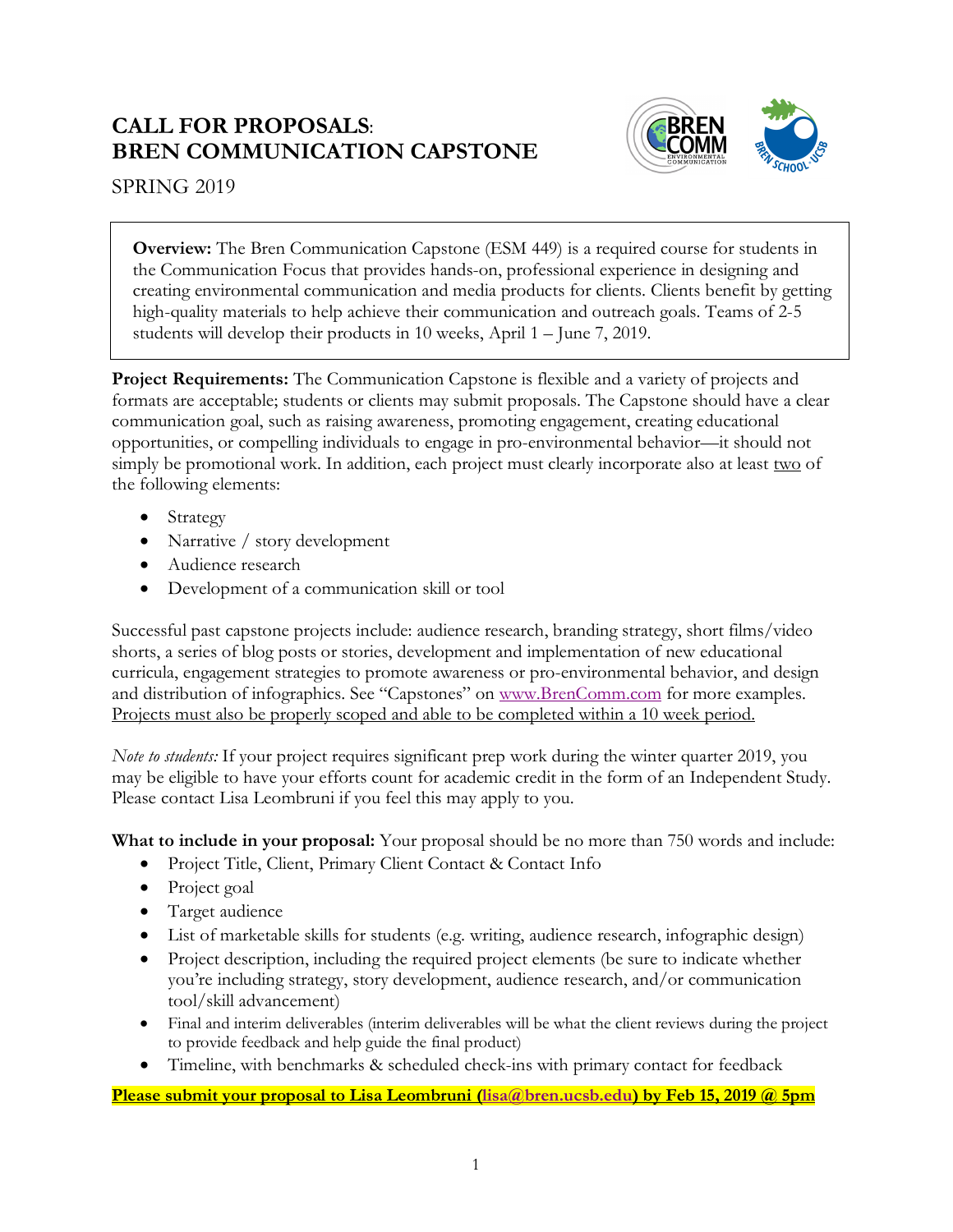# CALL FOR PROPOSALS: BREN COMMUNICATION CAPSTONE

SPRING 2019

**Overview:** The Bren Communication Capstone (ESM 449) is a required course for students in the Communication Focus that provides hands-on, professional experience in designing and creating environmental communication and media products for clients. Clients benefit by getting high-quality materials to help achieve their communication and outreach goals. Teams of 2-5 students will develop their products in 10 weeks, April 1 – June 7, 2019.

**Project Requirements:** The Communication Capstone is flexible and a variety of projects and formats are acceptable; students or clients may submit proposals. The Capstone should have a clear communication goal, such as raising awareness, promoting engagement, creating educational opportunities, or compelling individuals to engage in pro-environmental behavior—it should not simply be promotional work. In addition, each project must clearly incorporate also at least <u>two</u> of the following elements:

- Strategy
- Narrative / story development
- Audience research
- Development of a communication skill or tool

Successful past capstone projects include: audience research, branding strategy, short films/video shorts, a series of blog posts or stories, development and implementation of new educational curricula, engagement strategies to promote awareness or pro-environmental behavior, and design and distribution of infographics. See "Capstones" on www.BrenComm.com for more examples. <u>Projects must also be properly scoped and able to be completed within a 10 week period.</u>

*Note to students:* If your project requires significant prep work during the winter quarter 2019, you may be eligible to have your efforts count for academic credit in the form of an Independent Study. Please contact Lisa Leombruni if you feel this may apply to you.

**What to include in your proposal:** Your proposal should be no more than 750 words and include:

- Project Title, Client, Primary Client Contact & Contact Info
- Project goal
- Target audience
- List of marketable skills for students (e.g. writing, audience research, infographic design)
- Project description, including the required project elements (be sure to indicate whether you're including strategy, story development, audience research, and/or communication tool/skill advancement)
- Final and interim deliverables (interim deliverables will be what the client reviews during the project to provide feedback and help guide the final product)
- Timeline, with benchmarks & scheduled check-ins with primary contact for feedback

**<u>Please submit your proposal to Lisa Leombruni (lisa@bren.ucsb.edu) by Feb 15, 2019 @ 5pm</u>**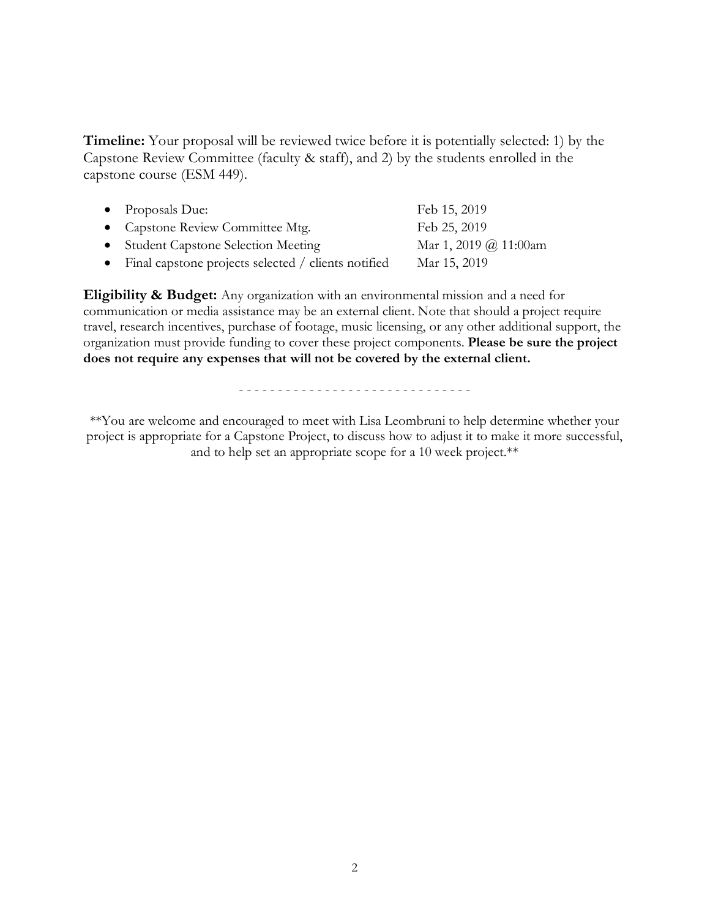**Timeline:** Your proposal will be reviewed twice before it is potentially selected: 1) by the Capstone Review Committee (faculty & staff), and 2) by the students enrolled in the capstone course (ESM 449).

- Proposals Due: Feb 15, 2019
- Capstone Review Committee Mtg. Feb 25, 2019
- Student Capstone Selection Meeting Mar 1, 2019 @ 11:00am
- Final capstone projects selected / clients notified Mar 15, 2019

**Eligibility & Budget:** Any organization with an environmental mission and a need for communication or media assistance may be an external client. Note that should a project require travel, research incentives, purchase of footage, music licensing, or any other additional support, the organization must provide funding to cover these project components. **Please be sure the project does not require any expenses that will not be covered by the external client.**

- - - - - - - - - - - - - - - - - - - - - - - - - - - - - -

**You are welcome and encouraged to meet with Lisa Leombruni to help determine whether your project is appropriate for a Capstone Project, to discuss how to adjust it to make it more successful, and to help set an appropriate scope for a 10 week project.**